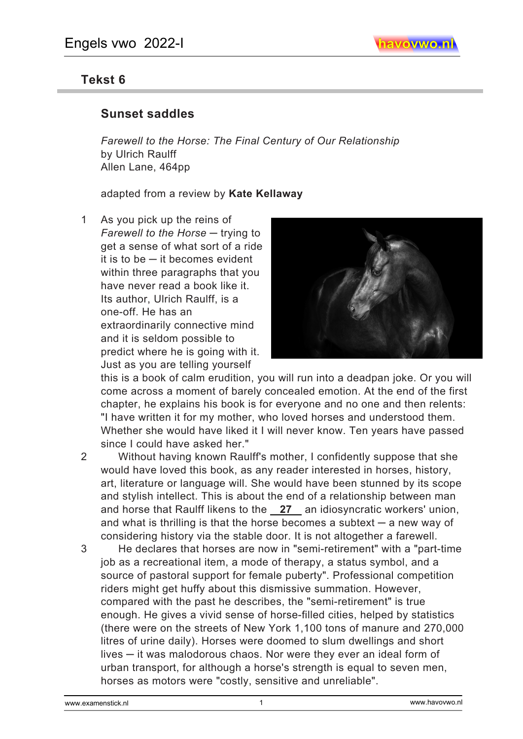## Tekst 6

### Sunset saddles

*Farewell to the Horse: The Final Century of Our Relationship*
by Ulrich Raulff
Allen Lane, 464pp

adapted from a review by **Kate Kellaway**

1 As you pick up the reins of *Farewell to the Horse* ─ trying to get a sense of what sort of a ride it is to be ─ it becomes evident within three paragraphs that you have never read a book like it. Its author, Ulrich Raulff, is a one-off. He has an extraordinarily connective mind and it is seldom possible to predict where he is going with it. Just as you are telling yourself this is a book of calm erudition, you will run into a deadpan joke. Or you will come across a moment of barely concealed emotion. At the end of the first chapter, he explains his book is for everyone and no one and then relents: "I have written it for my mother, who loved horses and understood them. Whether she would have liked it I will never know. Ten years have passed since I could have asked her."

2 Without having known Raulff's mother, I confidently suppose that she would have loved this book, as any reader interested in horses, history, art, literature or language will. She would have been stunned by its scope and stylish intellect. This is about the end of a relationship between man and horse that Raulff likens to the **27** an idiosyncratic workers' union, and what is thrilling is that the horse becomes a subtext ─ a new way of considering history via the stable door. It is not altogether a farewell.

3 He declares that horses are now in "semi-retirement" with a "part-time job as a recreational item, a mode of therapy, a status symbol, and a source of pastoral support for female puberty". Professional competition riders might get huffy about this dismissive summation. However, compared with the past he describes, the "semi-retirement" is true enough. He gives a vivid sense of horse-filled cities, helped by statistics (there were on the streets of New York 1,100 tons of manure and 270,000 litres of urine daily). Horses were doomed to slum dwellings and short lives ─ it was malodorous chaos. Nor were they ever an ideal form of urban transport, for although a horse's strength is equal to seven men, horses as motors were "costly, sensitive and unreliable".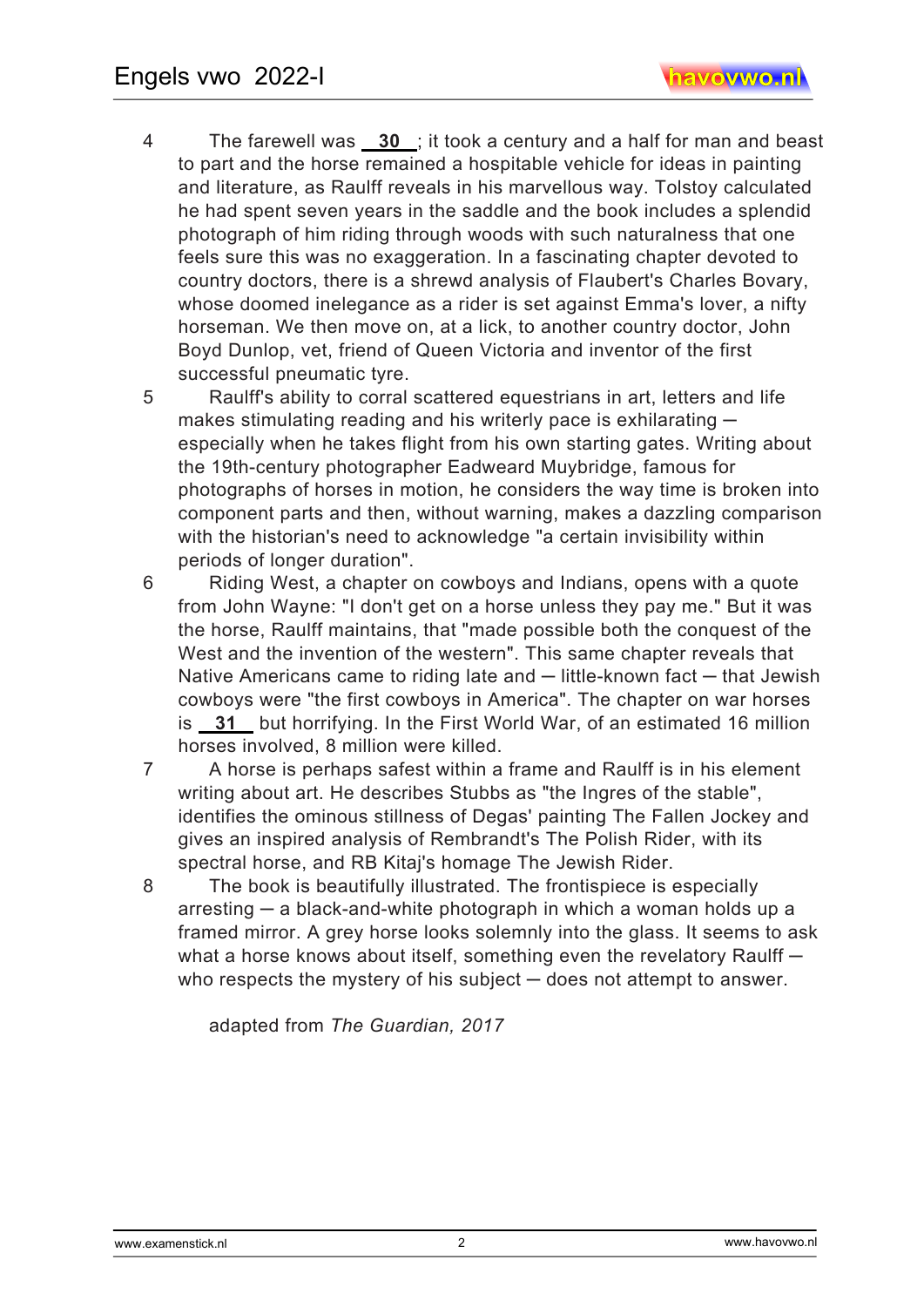4 The farewell was **30** ; it took a century and a half for man and beast to part and the horse remained a hospitable vehicle for ideas in painting and literature, as Raulff reveals in his marvellous way. Tolstoy calculated he had spent seven years in the saddle and the book includes a splendid photograph of him riding through woods with such naturalness that one feels sure this was no exaggeration. In a fascinating chapter devoted to country doctors, there is a shrewd analysis of Flaubert's Charles Bovary, whose doomed inelegance as a rider is set against Emma's lover, a nifty horseman. We then move on, at a lick, to another country doctor, John Boyd Dunlop, vet, friend of Queen Victoria and inventor of the first successful pneumatic tyre.

5 Raulff's ability to corral scattered equestrians in art, letters and life makes stimulating reading and his writerly pace is exhilarating — especially when he takes flight from his own starting gates. Writing about the 19th-century photographer Eadweard Muybridge, famous for photographs of horses in motion, he considers the way time is broken into component parts and then, without warning, makes a dazzling comparison with the historian's need to acknowledge "a certain invisibility within periods of longer duration".

6 Riding West, a chapter on cowboys and Indians, opens with a quote from John Wayne: "I don't get on a horse unless they pay me." But it was the horse, Raulff maintains, that "made possible both the conquest of the West and the invention of the western". This same chapter reveals that Native Americans came to riding late and — little-known fact — that Jewish cowboys were "the first cowboys in America". The chapter on war horses is **31** but horrifying. In the First World War, of an estimated 16 million horses involved, 8 million were killed.

7 A horse is perhaps safest within a frame and Raulff is in his element writing about art. He describes Stubbs as "the Ingres of the stable", identifies the ominous stillness of Degas' painting The Fallen Jockey and gives an inspired analysis of Rembrandt's The Polish Rider, with its spectral horse, and RB Kitaj's homage The Jewish Rider.

8 The book is beautifully illustrated. The frontispiece is especially arresting — a black-and-white photograph in which a woman holds up a framed mirror. A grey horse looks solemnly into the glass. It seems to ask what a horse knows about itself, something even the revelatory Raulff — who respects the mystery of his subject — does not attempt to answer.

adapted from *The Guardian, 2017*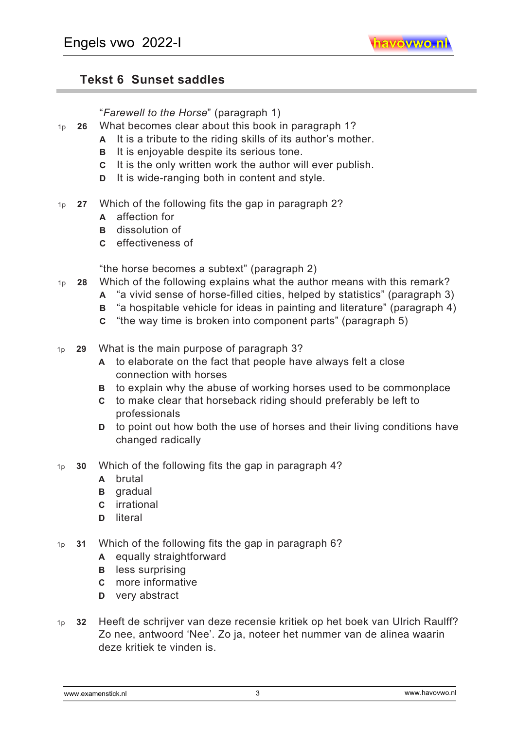## Tekst 6 Sunset saddles

"*Farewell to the Horse*" (paragraph 1)

1p **26** What becomes clear about this book in paragraph 1?

- **A** It is a tribute to the riding skills of its author's mother.
- **B** It is enjoyable despite its serious tone.
- **C** It is the only written work the author will ever publish.
- **D** It is wide-ranging both in content and style.

1p **27** Which of the following fits the gap in paragraph 2?

- **A** affection for
- **B** dissolution of
- **C** effectiveness of

"the horse becomes a subtext" (paragraph 2)

1p **28** Which of the following explains what the author means with this remark?

- **A** "a vivid sense of horse-filled cities, helped by statistics" (paragraph 3)
- **B** "a hospitable vehicle for ideas in painting and literature" (paragraph 4)
- **C** "the way time is broken into component parts" (paragraph 5)

1p **29** What is the main purpose of paragraph 3?

- **A** to elaborate on the fact that people have always felt a close connection with horses
- **B** to explain why the abuse of working horses used to be commonplace
- **C** to make clear that horseback riding should preferably be left to professionals
- **D** to point out how both the use of horses and their living conditions have changed radically

1p **30** Which of the following fits the gap in paragraph 4?

- **A** brutal
- **B** gradual
- **C** irrational
- **D** literal

1p **31** Which of the following fits the gap in paragraph 6?

- **A** equally straightforward
- **B** less surprising
- **C** more informative
- **D** very abstract

1p **32** Heeft de schrijver van deze recensie kritiek op het boek van Ulrich Raulff? Zo nee, antwoord 'Nee'. Zo ja, noteer het nummer van de alinea waarin deze kritiek te vinden is.